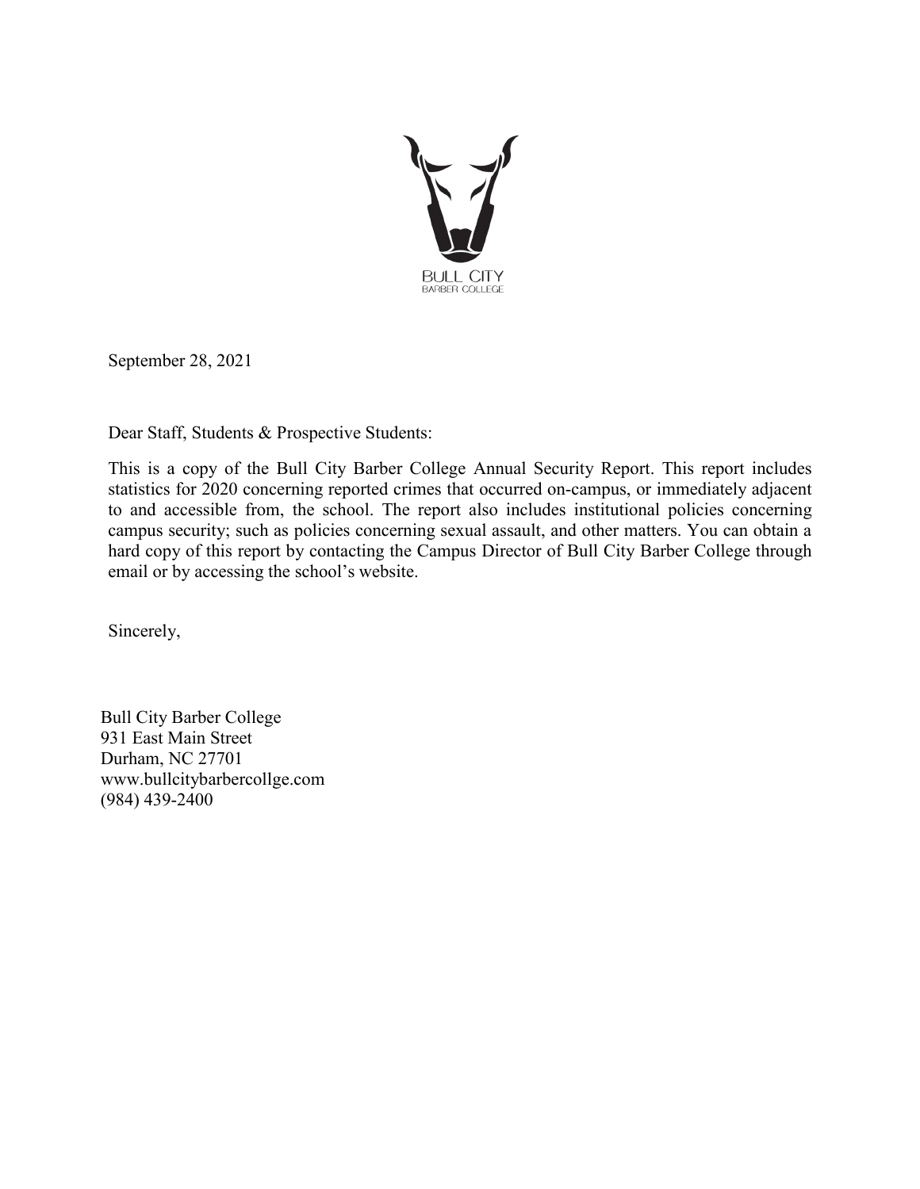BULL CITY
BARBER COLLEGE

September 28, 2021

Dear Staff, Students & Prospective Students:

This is a copy of the Bull City Barber College Annual Security Report. This report includes statistics for 2020 concerning reported crimes that occurred on-campus, or immediately adjacent to and accessible from, the school. The report also includes institutional policies concerning campus security; such as policies concerning sexual assault, and other matters. You can obtain a hard copy of this report by contacting the Campus Director of Bull City Barber College through email or by accessing the school's website.

Sincerely,

Bull City Barber College
931 East Main Street
Durham, NC 27701
www.bullcitybarbercollge.com
(984) 439-2400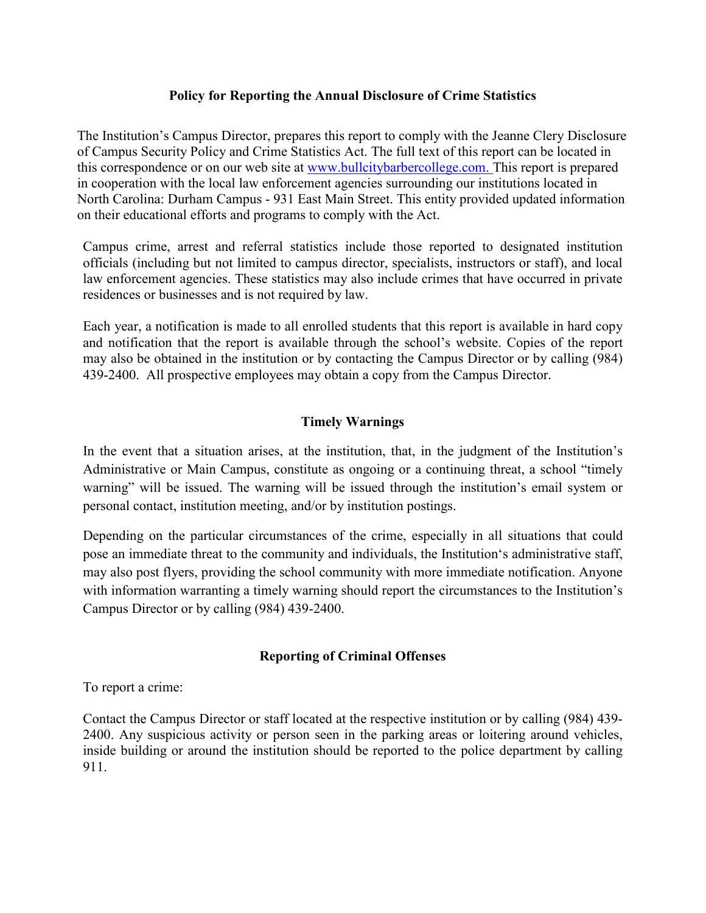## Policy for Reporting the Annual Disclosure of Crime Statistics

The Institution's Campus Director, prepares this report to comply with the Jeanne Clery Disclosure of Campus Security Policy and Crime Statistics Act. The full text of this report can be located in this correspondence or on our web site at [www.bullcitybarbercollege.com.](http://www.bullcitybarbercollege.com) This report is prepared in cooperation with the local law enforcement agencies surrounding our institutions located in North Carolina: Durham Campus - 931 East Main Street. This entity provided updated information on their educational efforts and programs to comply with the Act.

Campus crime, arrest and referral statistics include those reported to designated institution officials (including but not limited to campus director, specialists, instructors or staff), and local law enforcement agencies. These statistics may also include crimes that have occurred in private residences or businesses and is not required by law.

Each year, a notification is made to all enrolled students that this report is available in hard copy and notification that the report is available through the school's website. Copies of the report may also be obtained in the institution or by contacting the Campus Director or by calling (984) 439-2400. All prospective employees may obtain a copy from the Campus Director.

## Timely Warnings

In the event that a situation arises, at the institution, that, in the judgment of the Institution's Administrative or Main Campus, constitute as ongoing or a continuing threat, a school "timely warning" will be issued. The warning will be issued through the institution's email system or personal contact, institution meeting, and/or by institution postings.

Depending on the particular circumstances of the crime, especially in all situations that could pose an immediate threat to the community and individuals, the Institution's administrative staff, may also post flyers, providing the school community with more immediate notification. Anyone with information warranting a timely warning should report the circumstances to the Institution's Campus Director or by calling (984) 439-2400.

## Reporting of Criminal Offenses

To report a crime:

Contact the Campus Director or staff located at the respective institution or by calling (984) 439-2400. Any suspicious activity or person seen in the parking areas or loitering around vehicles, inside building or around the institution should be reported to the police department by calling 911.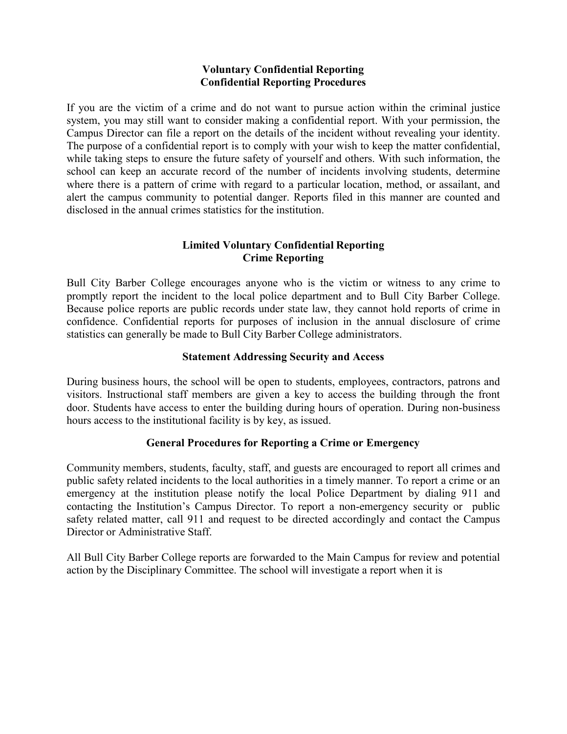**Voluntary Confidential Reporting**
**Confidential Reporting Procedures**

If you are the victim of a crime and do not want to pursue action within the criminal justice system, you may still want to consider making a confidential report. With your permission, the Campus Director can file a report on the details of the incident without revealing your identity. The purpose of a confidential report is to comply with your wish to keep the matter confidential, while taking steps to ensure the future safety of yourself and others. With such information, the school can keep an accurate record of the number of incidents involving students, determine where there is a pattern of crime with regard to a particular location, method, or assailant, and alert the campus community to potential danger. Reports filed in this manner are counted and disclosed in the annual crimes statistics for the institution.

**Limited Voluntary Confidential Reporting**
**Crime Reporting**

Bull City Barber College encourages anyone who is the victim or witness to any crime to promptly report the incident to the local police department and to Bull City Barber College. Because police reports are public records under state law, they cannot hold reports of crime in confidence. Confidential reports for purposes of inclusion in the annual disclosure of crime statistics can generally be made to Bull City Barber College administrators.

**Statement Addressing Security and Access**

During business hours, the school will be open to students, employees, contractors, patrons and visitors. Instructional staff members are given a key to access the building through the front door. Students have access to enter the building during hours of operation. During non-business hours access to the institutional facility is by key, as issued.

**General Procedures for Reporting a Crime or Emergency**

Community members, students, faculty, staff, and guests are encouraged to report all crimes and public safety related incidents to the local authorities in a timely manner. To report a crime or an emergency at the institution please notify the local Police Department by dialing 911 and contacting the Institution's Campus Director. To report a non-emergency security or public safety related matter, call 911 and request to be directed accordingly and contact the Campus Director or Administrative Staff.

All Bull City Barber College reports are forwarded to the Main Campus for review and potential action by the Disciplinary Committee. The school will investigate a report when it is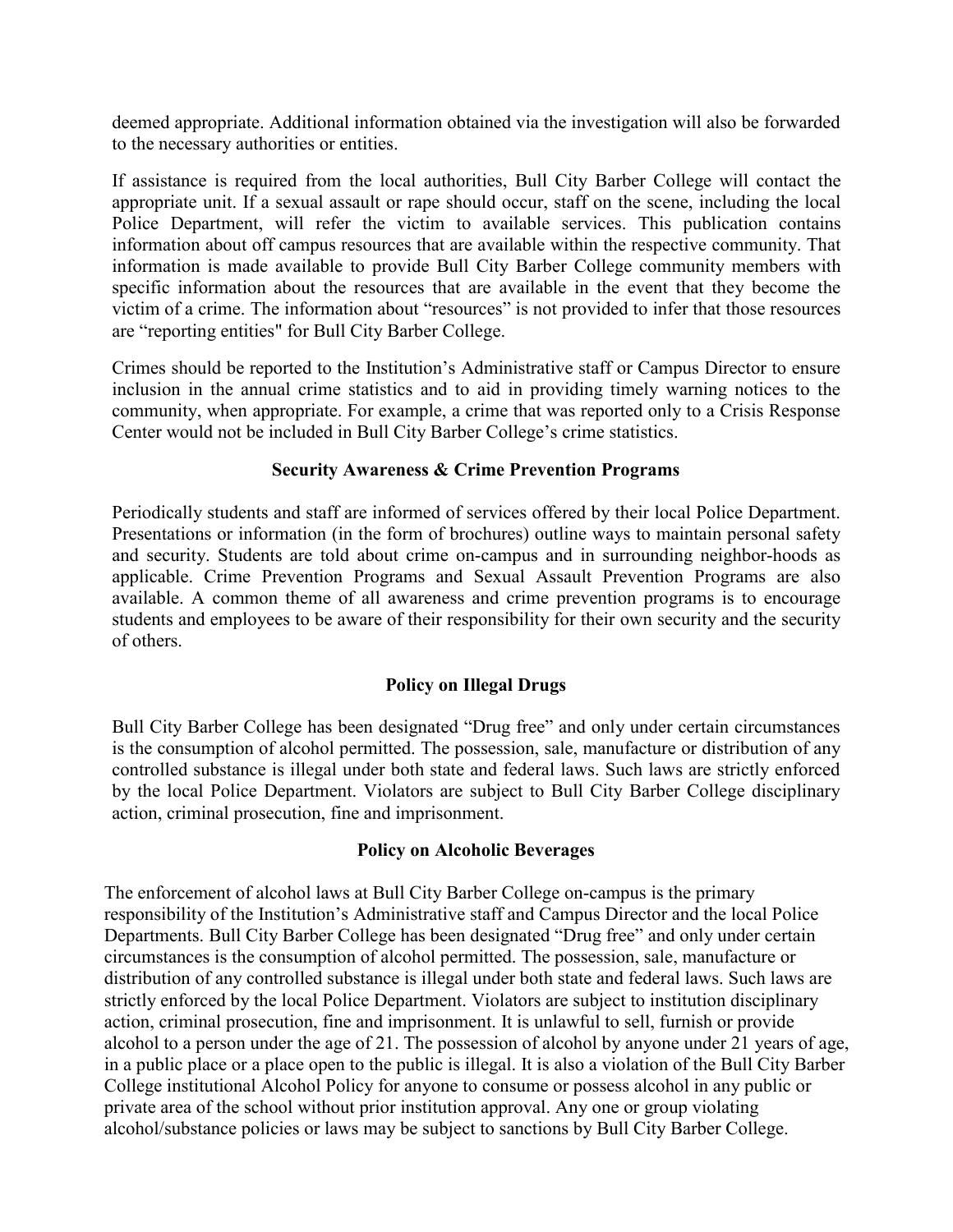deemed appropriate. Additional information obtained via the investigation will also be forwarded to the necessary authorities or entities.

If assistance is required from the local authorities, Bull City Barber College will contact the appropriate unit. If a sexual assault or rape should occur, staff on the scene, including the local Police Department, will refer the victim to available services. This publication contains information about off campus resources that are available within the respective community. That information is made available to provide Bull City Barber College community members with specific information about the resources that are available in the event that they become the victim of a crime. The information about "resources" is not provided to infer that those resources are "reporting entities" for Bull City Barber College.

Crimes should be reported to the Institution's Administrative staff or Campus Director to ensure inclusion in the annual crime statistics and to aid in providing timely warning notices to the community, when appropriate. For example, a crime that was reported only to a Crisis Response Center would not be included in Bull City Barber College's crime statistics.

### Security Awareness & Crime Prevention Programs

Periodically students and staff are informed of services offered by their local Police Department. Presentations or information (in the form of brochures) outline ways to maintain personal safety and security. Students are told about crime on-campus and in surrounding neighbor-hoods as applicable. Crime Prevention Programs and Sexual Assault Prevention Programs are also available. A common theme of all awareness and crime prevention programs is to encourage students and employees to be aware of their responsibility for their own security and the security of others.

### Policy on Illegal Drugs

Bull City Barber College has been designated "Drug free" and only under certain circumstances is the consumption of alcohol permitted. The possession, sale, manufacture or distribution of any controlled substance is illegal under both state and federal laws. Such laws are strictly enforced by the local Police Department. Violators are subject to Bull City Barber College disciplinary action, criminal prosecution, fine and imprisonment.

### Policy on Alcoholic Beverages

The enforcement of alcohol laws at Bull City Barber College on-campus is the primary responsibility of the Institution's Administrative staff and Campus Director and the local Police Departments. Bull City Barber College has been designated "Drug free" and only under certain circumstances is the consumption of alcohol permitted. The possession, sale, manufacture or distribution of any controlled substance is illegal under both state and federal laws. Such laws are strictly enforced by the local Police Department. Violators are subject to institution disciplinary action, criminal prosecution, fine and imprisonment. It is unlawful to sell, furnish or provide alcohol to a person under the age of 21. The possession of alcohol by anyone under 21 years of age, in a public place or a place open to the public is illegal. It is also a violation of the Bull City Barber College institutional Alcohol Policy for anyone to consume or possess alcohol in any public or private area of the school without prior institution approval. Any one or group violating alcohol/substance policies or laws may be subject to sanctions by Bull City Barber College.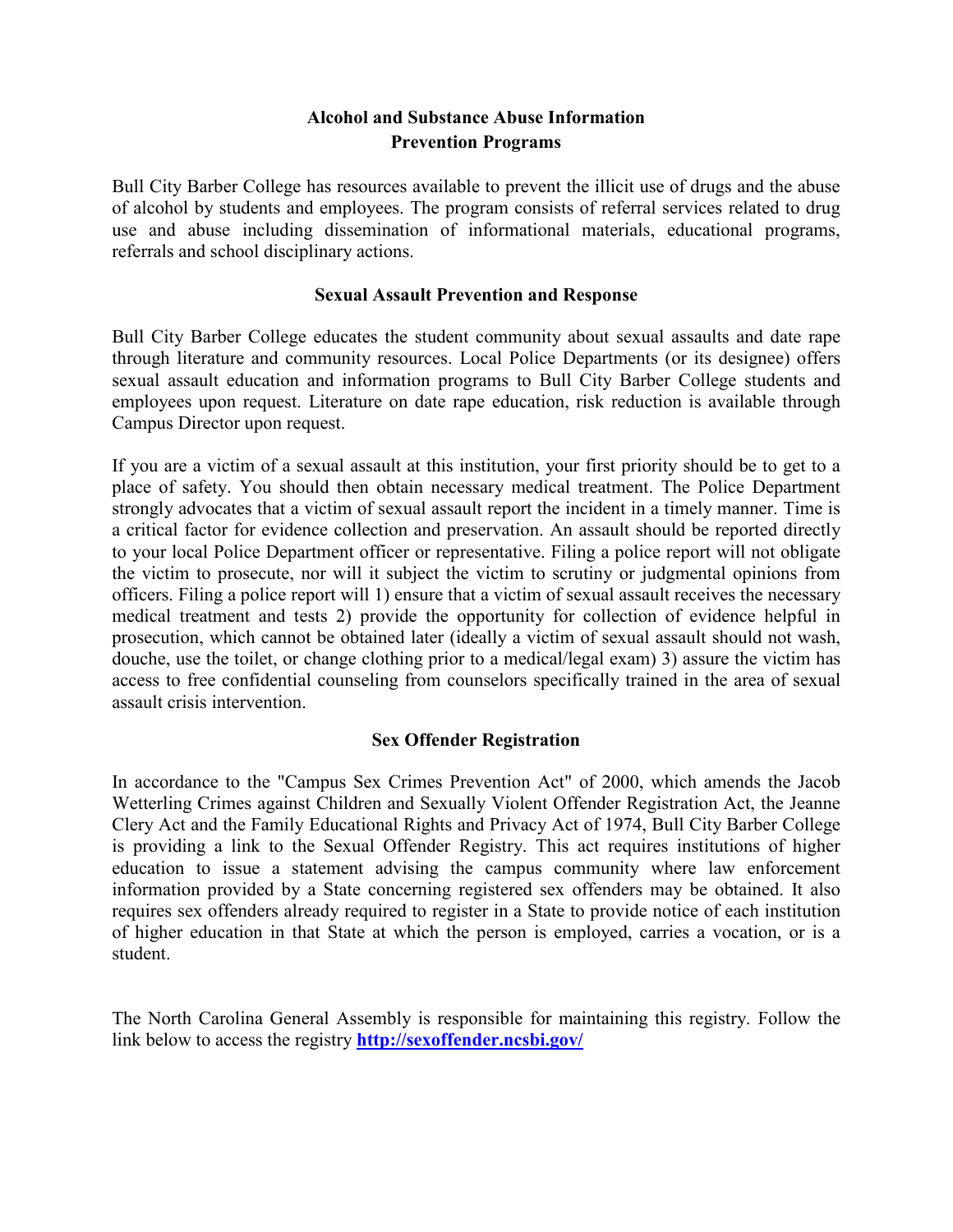## Alcohol and Substance Abuse Information
## Prevention Programs

Bull City Barber College has resources available to prevent the illicit use of drugs and the abuse of alcohol by students and employees. The program consists of referral services related to drug use and abuse including dissemination of informational materials, educational programs, referrals and school disciplinary actions.

## Sexual Assault Prevention and Response

Bull City Barber College educates the student community about sexual assaults and date rape through literature and community resources. Local Police Departments (or its designee) offers sexual assault education and information programs to Bull City Barber College students and employees upon request. Literature on date rape education, risk reduction is available through Campus Director upon request.

If you are a victim of a sexual assault at this institution, your first priority should be to get to a place of safety. You should then obtain necessary medical treatment. The Police Department strongly advocates that a victim of sexual assault report the incident in a timely manner. Time is a critical factor for evidence collection and preservation. An assault should be reported directly to your local Police Department officer or representative. Filing a police report will not obligate the victim to prosecute, nor will it subject the victim to scrutiny or judgmental opinions from officers. Filing a police report will 1) ensure that a victim of sexual assault receives the necessary medical treatment and tests 2) provide the opportunity for collection of evidence helpful in prosecution, which cannot be obtained later (ideally a victim of sexual assault should not wash, douche, use the toilet, or change clothing prior to a medical/legal exam) 3) assure the victim has access to free confidential counseling from counselors specifically trained in the area of sexual assault crisis intervention.

## Sex Offender Registration

In accordance to the "Campus Sex Crimes Prevention Act" of 2000, which amends the Jacob Wetterling Crimes against Children and Sexually Violent Offender Registration Act, the Jeanne Clery Act and the Family Educational Rights and Privacy Act of 1974, Bull City Barber College is providing a link to the Sexual Offender Registry. This act requires institutions of higher education to issue a statement advising the campus community where law enforcement information provided by a State concerning registered sex offenders may be obtained. It also requires sex offenders already required to register in a State to provide notice of each institution of higher education in that State at which the person is employed, carries a vocation, or is a student.

The North Carolina General Assembly is responsible for maintaining this registry. Follow the link below to access the registry **http://sexoffender.ncsbi.gov/**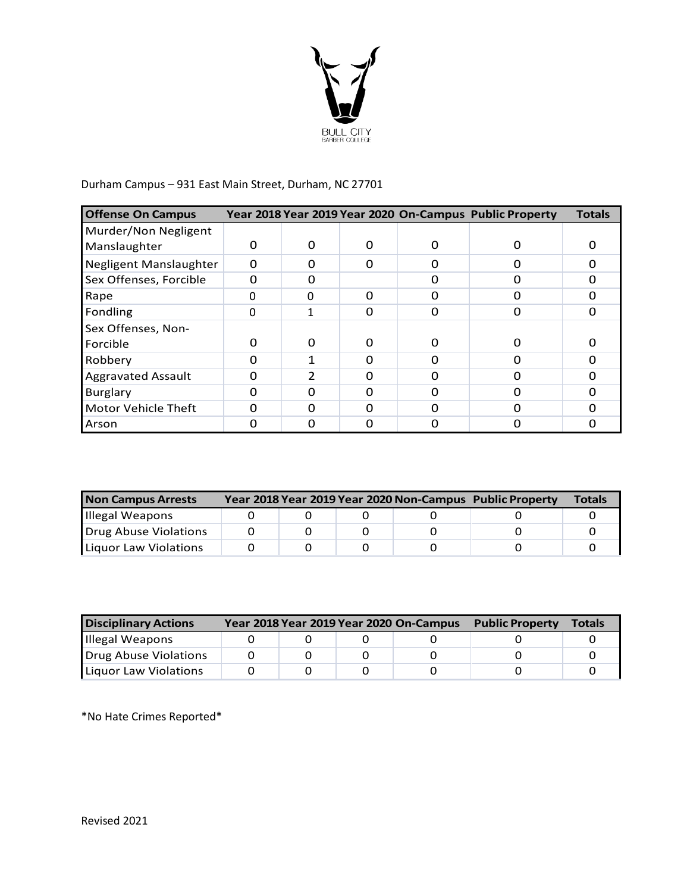BULL CITY
BARBER COLLEGE

Durham Campus – 931 East Main Street, Durham, NC 27701

| Offense On Campus | Year 2018 | Year 2019 | Year 2020 | On-Campus | Public Property | Totals |
|---|---|---|---|---|---|---|
| Murder/Non Negligent Manslaughter | 0 | 0 | 0 | 0 | 0 | 0 |
| Negligent Manslaughter | 0 | 0 | 0 | 0 | 0 | 0 |
| Sex Offenses, Forcible | 0 | 0 | | 0 | 0 | 0 |
| Rape | 0 | 0 | 0 | 0 | 0 | 0 |
| Fondling | 0 | 1 | 0 | 0 | 0 | 0 |
| Sex Offenses, Non-Forcible | 0 | 0 | 0 | 0 | 0 | 0 |
| Robbery | 0 | 1 | 0 | 0 | 0 | 0 |
| Aggravated Assault | 0 | 2 | 0 | 0 | 0 | 0 |
| Burglary | 0 | 0 | 0 | 0 | 0 | 0 |
| Motor Vehicle Theft | 0 | 0 | 0 | 0 | 0 | 0 |
| Arson | 0 | 0 | 0 | 0 | 0 | 0 |

| Non Campus Arrests | Year 2018 | Year 2019 | Year 2020 | Non-Campus | Public Property | Totals |
|---|---|---|---|---|---|---|
| Illegal Weapons | 0 | 0 | 0 | 0 | 0 | 0 |
| Drug Abuse Violations | 0 | 0 | 0 | 0 | 0 | 0 |
| Liquor Law Violations | 0 | 0 | 0 | 0 | 0 | 0 |

| Disciplinary Actions | Year 2018 | Year 2019 | Year 2020 | On-Campus | Public Property | Totals |
|---|---|---|---|---|---|---|
| Illegal Weapons | 0 | 0 | 0 | 0 | 0 | 0 |
| Drug Abuse Violations | 0 | 0 | 0 | 0 | 0 | 0 |
| Liquor Law Violations | 0 | 0 | 0 | 0 | 0 | 0 |

*No Hate Crimes Reported*

Revised 2021